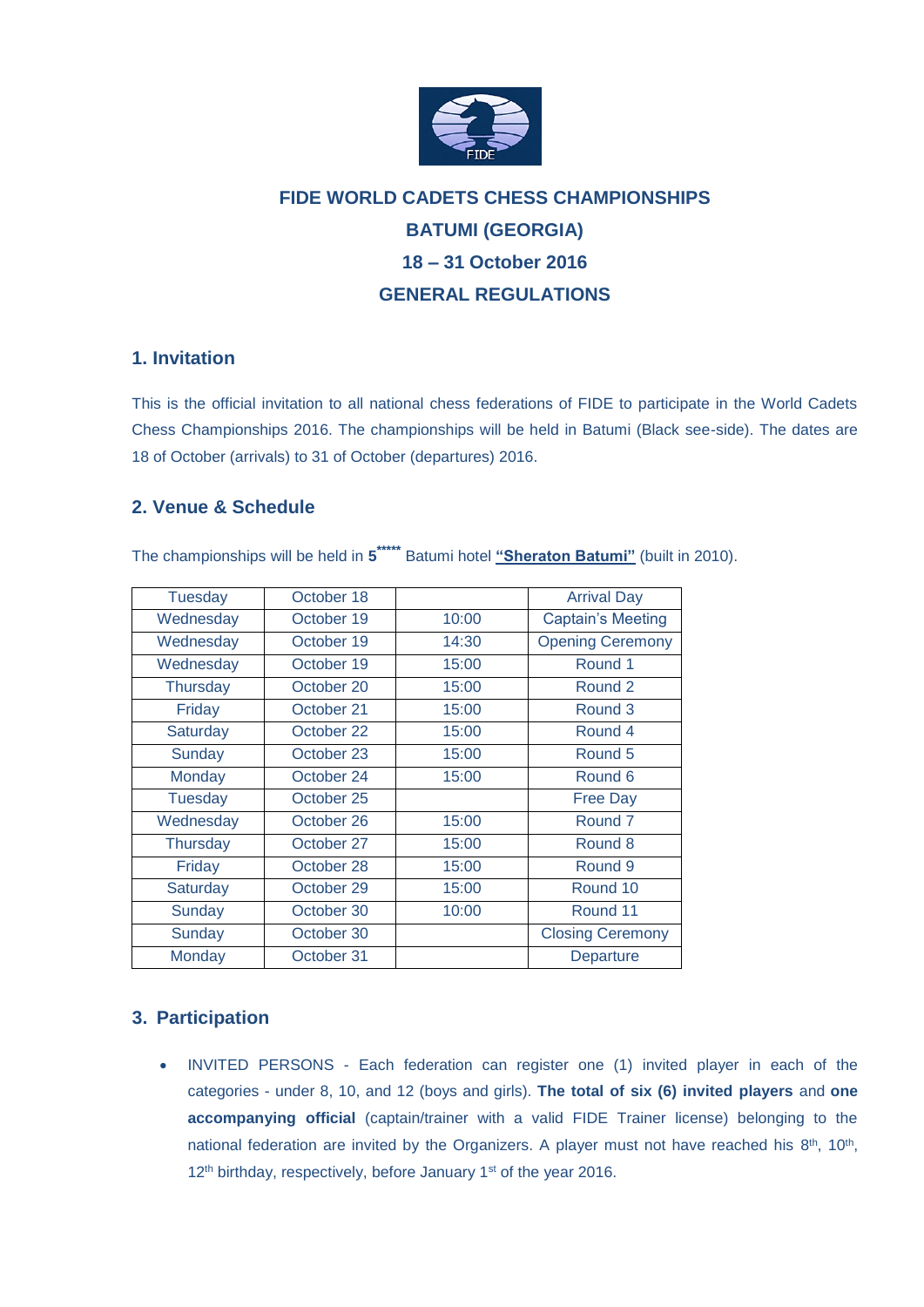# FIDE WORLD CADETS CHESS CHAMPIONSHIPS

# BATUMI (GEORGIA)

# 18 – 31 October 2016

# GENERAL REGULATIONS

## 1. Invitation

This is the official invitation to all national chess federations of FIDE to participate in the World Cadets Chess Championships 2016. The championships will be held in Batumi (Black see-side). The dates are 18 of October (arrivals) to 31 of October (departures) 2016.

## 2. Venue & Schedule

The championships will be held in **5*\*\*\*\*** Batumi hotel **"Sheraton Batumi"** (built in 2010).

| | | | |
|---|---|---|---|
| Tuesday | October 18 | | Arrival Day |
| Wednesday | October 19 | 10:00 | Captain's Meeting |
| Wednesday | October 19 | 14:30 | Opening Ceremony |
| Wednesday | October 19 | 15:00 | Round 1 |
| Thursday | October 20 | 15:00 | Round 2 |
| Friday | October 21 | 15:00 | Round 3 |
| Saturday | October 22 | 15:00 | Round 4 |
| Sunday | October 23 | 15:00 | Round 5 |
| Monday | October 24 | 15:00 | Round 6 |
| Tuesday | October 25 | | Free Day |
| Wednesday | October 26 | 15:00 | Round 7 |
| Thursday | October 27 | 15:00 | Round 8 |
| Friday | October 28 | 15:00 | Round 9 |
| Saturday | October 29 | 15:00 | Round 10 |
| Sunday | October 30 | 10:00 | Round 11 |
| Sunday | October 30 | | Closing Ceremony |
| Monday | October 31 | | Departure |

## 3. Participation

- INVITED PERSONS - Each federation can register one (1) invited player in each of the categories - under 8, 10, and 12 (boys and girls). **The total of six (6) invited players** and **one accompanying official** (captain/trainer with a valid FIDE Trainer license) belonging to the national federation are invited by the Organizers. A player must not have reached his 8th, 10th, 12th birthday, respectively, before January 1st of the year 2016.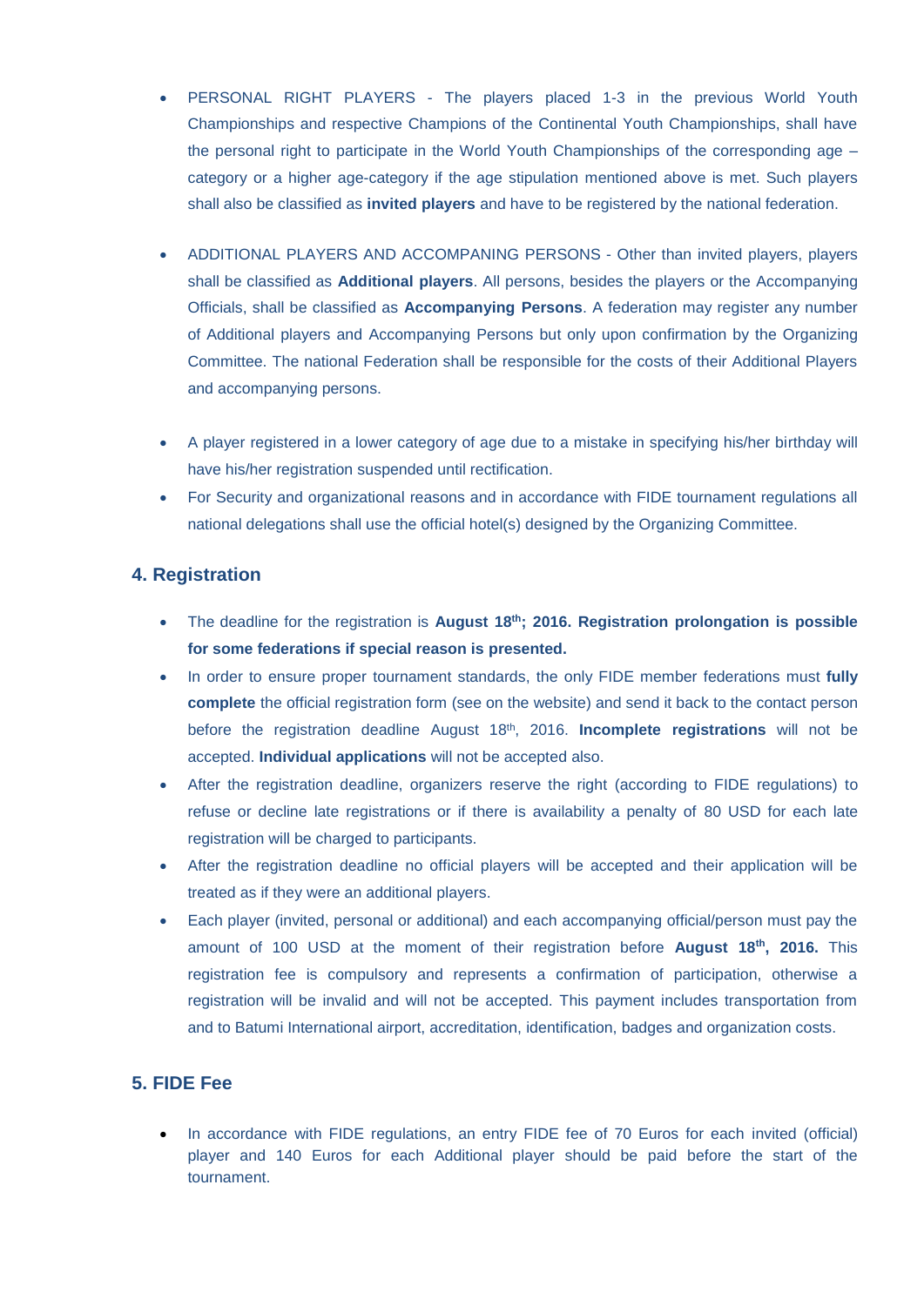- PERSONAL RIGHT PLAYERS - The players placed 1-3 in the previous World Youth Championships and respective Champions of the Continental Youth Championships, shall have the personal right to participate in the World Youth Championships of the corresponding age – category or a higher age-category if the age stipulation mentioned above is met. Such players shall also be classified as **invited players** and have to be registered by the national federation.

- ADDITIONAL PLAYERS AND ACCOMPANING PERSONS - Other than invited players, players shall be classified as **Additional players**. All persons, besides the players or the Accompanying Officials, shall be classified as **Accompanying Persons**. A federation may register any number of Additional players and Accompanying Persons but only upon confirmation by the Organizing Committee. The national Federation shall be responsible for the costs of their Additional Players and accompanying persons.

- A player registered in a lower category of age due to a mistake in specifying his/her birthday will have his/her registration suspended until rectification.
- For Security and organizational reasons and in accordance with FIDE tournament regulations all national delegations shall use the official hotel(s) designed by the Organizing Committee.

## 4. Registration

- The deadline for the registration is **August 18th; 2016. Registration prolongation is possible for some federations if special reason is presented.**
- In order to ensure proper tournament standards, the only FIDE member federations must **fully complete** the official registration form (see on the website) and send it back to the contact person before the registration deadline August 18th, 2016. **Incomplete registrations** will not be accepted. **Individual applications** will not be accepted also.
- After the registration deadline, organizers reserve the right (according to FIDE regulations) to refuse or decline late registrations or if there is availability a penalty of 80 USD for each late registration will be charged to participants.
- After the registration deadline no official players will be accepted and their application will be treated as if they were an additional players.
- Each player (invited, personal or additional) and each accompanying official/person must pay the amount of 100 USD at the moment of their registration before **August 18th, 2016.** This registration fee is compulsory and represents a confirmation of participation, otherwise a registration will be invalid and will not be accepted. This payment includes transportation from and to Batumi International airport, accreditation, identification, badges and organization costs.

## 5. FIDE Fee

- In accordance with FIDE regulations, an entry FIDE fee of 70 Euros for each invited (official) player and 140 Euros for each Additional player should be paid before the start of the tournament.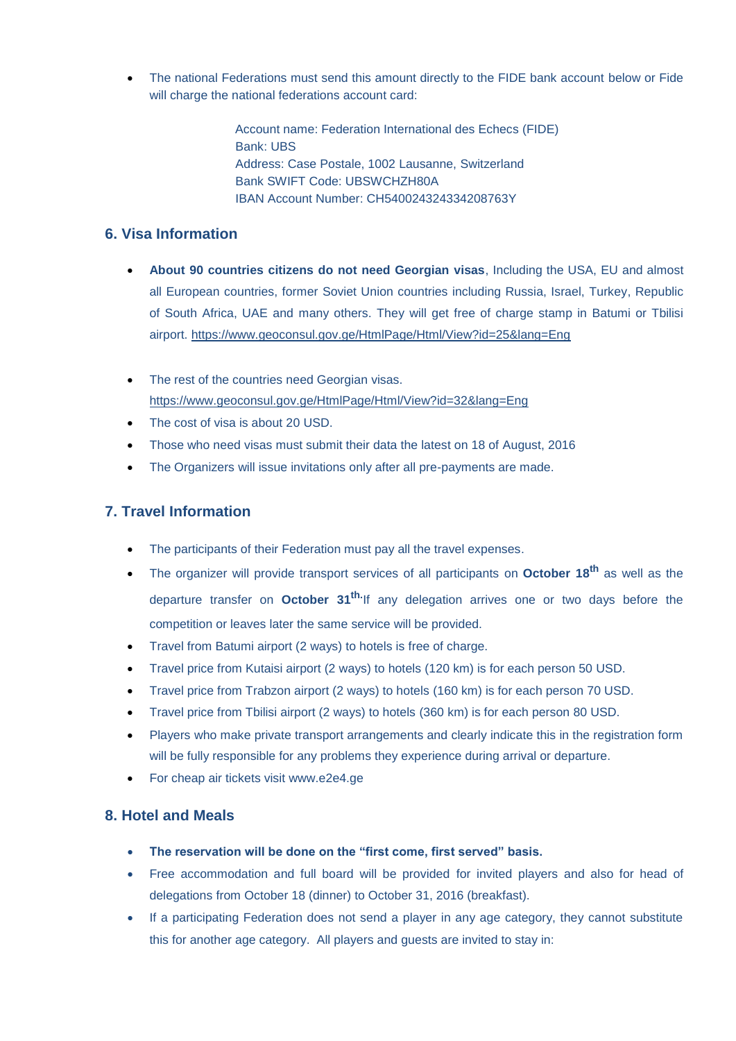- The national Federations must send this amount directly to the FIDE bank account below or Fide will charge the national federations account card:

  Account name: Federation International des Echecs (FIDE)
  Bank: UBS
  Address: Case Postale, 1002 Lausanne, Switzerland
  Bank SWIFT Code: UBSWCHZH80A
  IBAN Account Number: CH540024324334208763Y

## 6. Visa Information

- **About 90 countries citizens do not need Georgian visas**, Including the USA, EU and almost all European countries, former Soviet Union countries including Russia, Israel, Turkey, Republic of South Africa, UAE and many others. They will get free of charge stamp in Batumi or Tbilisi airport. https://www.geoconsul.gov.ge/HtmlPage/Html/View?id=25&lang=Eng

- The rest of the countries need Georgian visas. https://www.geoconsul.gov.ge/HtmlPage/Html/View?id=32&lang=Eng
- The cost of visa is about 20 USD.
- Those who need visas must submit their data the latest on 18 of August, 2016
- The Organizers will issue invitations only after all pre-payments are made.

## 7. Travel Information

- The participants of their Federation must pay all the travel expenses.
- The organizer will provide transport services of all participants on **October 18th** as well as the departure transfer on **October 31th**. If any delegation arrives one or two days before the competition or leaves later the same service will be provided.
- Travel from Batumi airport (2 ways) to hotels is free of charge.
- Travel price from Kutaisi airport (2 ways) to hotels (120 km) is for each person 50 USD.
- Travel price from Trabzon airport (2 ways) to hotels (160 km) is for each person 70 USD.
- Travel price from Tbilisi airport (2 ways) to hotels (360 km) is for each person 80 USD.
- Players who make private transport arrangements and clearly indicate this in the registration form will be fully responsible for any problems they experience during arrival or departure.
- For cheap air tickets visit www.e2e4.ge

## 8. Hotel and Meals

- **The reservation will be done on the "first come, first served" basis.**
- Free accommodation and full board will be provided for invited players and also for head of delegations from October 18 (dinner) to October 31, 2016 (breakfast).
- If a participating Federation does not send a player in any age category, they cannot substitute this for another age category. All players and guests are invited to stay in: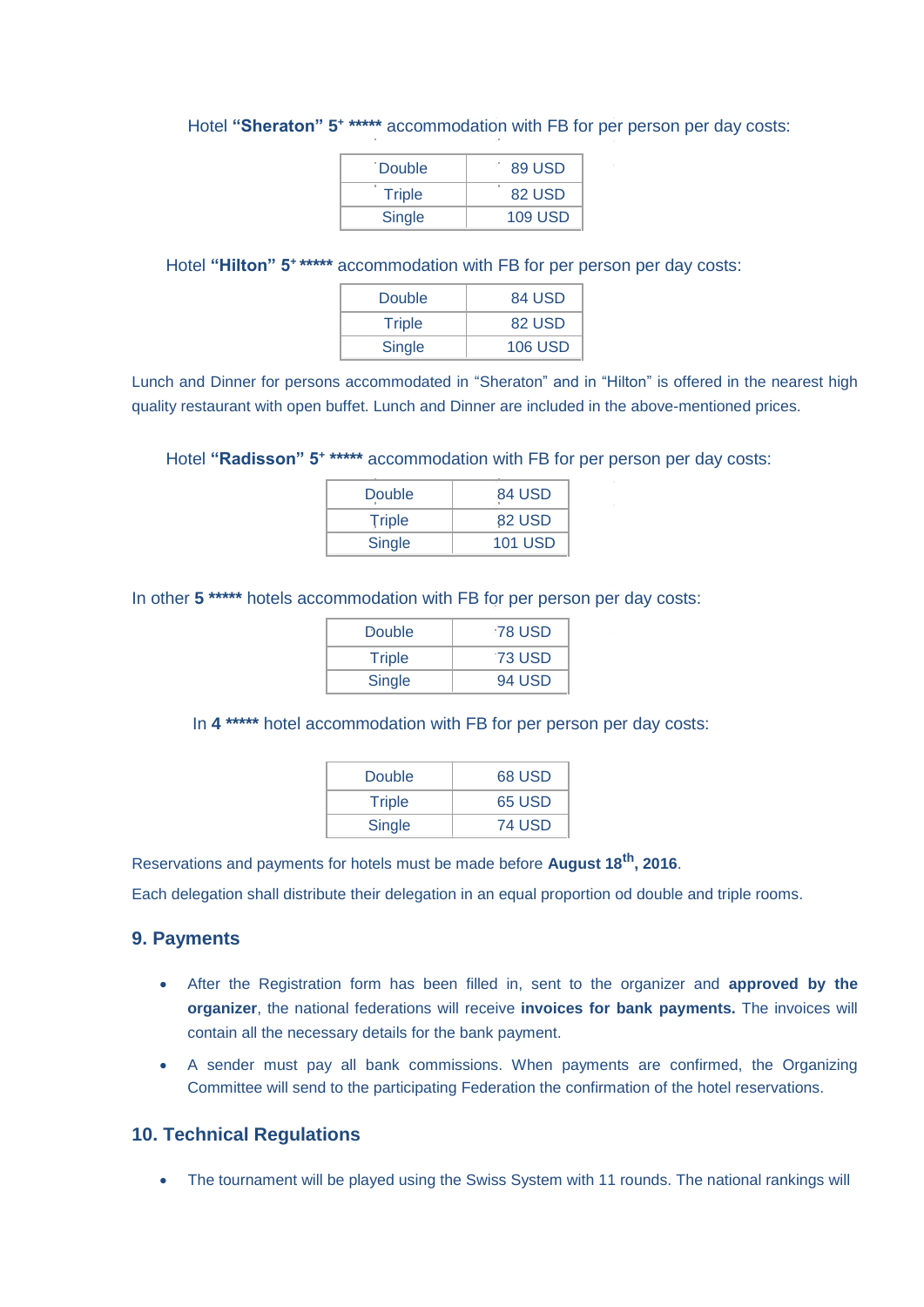Hotel **"Sheraton" 5⁺ \*\*\*\*\*** accommodation with FB for per person per day costs:

| Double | 89 USD |
|---|---|
| Triple | 82 USD |
| Single | 109 USD |

Hotel **"Hilton" 5⁺ \*\*\*\*\*** accommodation with FB for per person per day costs:

| Double | 84 USD |
|---|---|
| Triple | 82 USD |
| Single | 106 USD |

Lunch and Dinner for persons accommodated in "Sheraton" and in "Hilton" is offered in the nearest high quality restaurant with open buffet. Lunch and Dinner are included in the above-mentioned prices.

Hotel **"Radisson" 5⁺ \*\*\*\*\*** accommodation with FB for per person per day costs:

| Double | 84 USD |
|---|---|
| Triple | 82 USD |
| Single | 101 USD |

In other **5 \*\*\*\*\*** hotels accommodation with FB for per person per day costs:

| Double | 78 USD |
|---|---|
| Triple | 73 USD |
| Single | 94 USD |

In **4 \*\*\*\*\*** hotel accommodation with FB for per person per day costs:

| Double | 68 USD |
|---|---|
| Triple | 65 USD |
| Single | 74 USD |

Reservations and payments for hotels must be made before **August 18th, 2016**.

Each delegation shall distribute their delegation in an equal proportion od double and triple rooms.

## 9. Payments

- After the Registration form has been filled in, sent to the organizer and **approved by the organizer**, the national federations will receive **invoices for bank payments.** The invoices will contain all the necessary details for the bank payment.
- A sender must pay all bank commissions. When payments are confirmed, the Organizing Committee will send to the participating Federation the confirmation of the hotel reservations.

## 10. Technical Regulations

- The tournament will be played using the Swiss System with 11 rounds. The national rankings will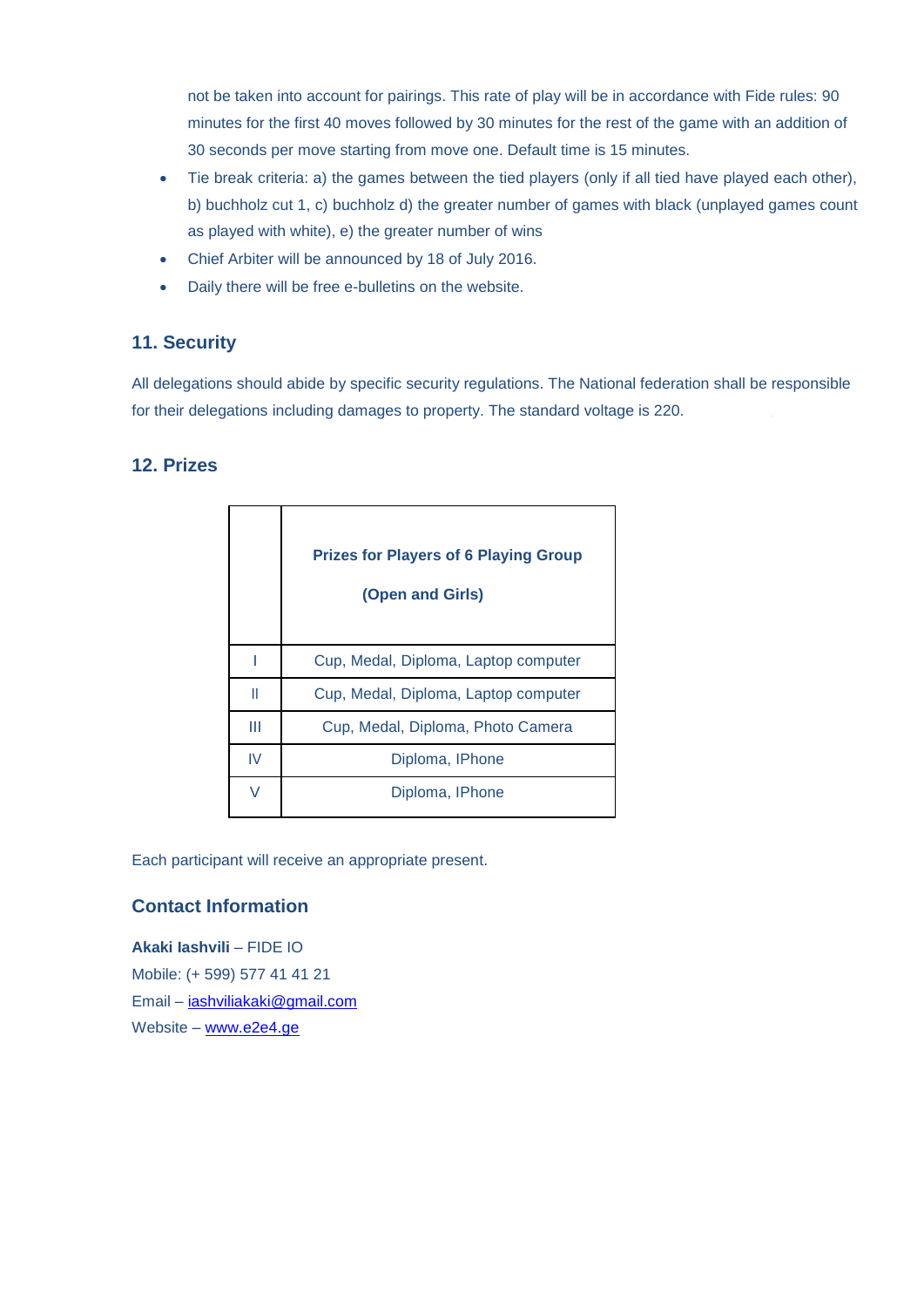not be taken into account for pairings. This rate of play will be in accordance with Fide rules: 90 minutes for the first 40 moves followed by 30 minutes for the rest of the game with an addition of 30 seconds per move starting from move one. Default time is 15 minutes.

- Tie break criteria: a) the games between the tied players (only if all tied have played each other), b) buchholz cut 1, c) buchholz d) the greater number of games with black (unplayed games count as played with white), e) the greater number of wins
- Chief Arbiter will be announced by 18 of July 2016.
- Daily there will be free e-bulletins on the website.

## 11. Security

All delegations should abide by specific security regulations. The National federation shall be responsible for their delegations including damages to property. The standard voltage is 220.

## 12. Prizes

| | **Prizes for Players of 6 Playing Group (Open and Girls)** |
|---|---|
| I | Cup, Medal, Diploma, Laptop computer |
| II | Cup, Medal, Diploma, Laptop computer |
| III | Cup, Medal, Diploma, Photo Camera |
| IV | Diploma, IPhone |
| V | Diploma, IPhone |

Each participant will receive an appropriate present.

## Contact Information

**Akaki Iashvili** – FIDE IO
Mobile: (+ 599) 577 41 41 21
Email – iashviliakaki@gmail.com
Website – www.e2e4.ge